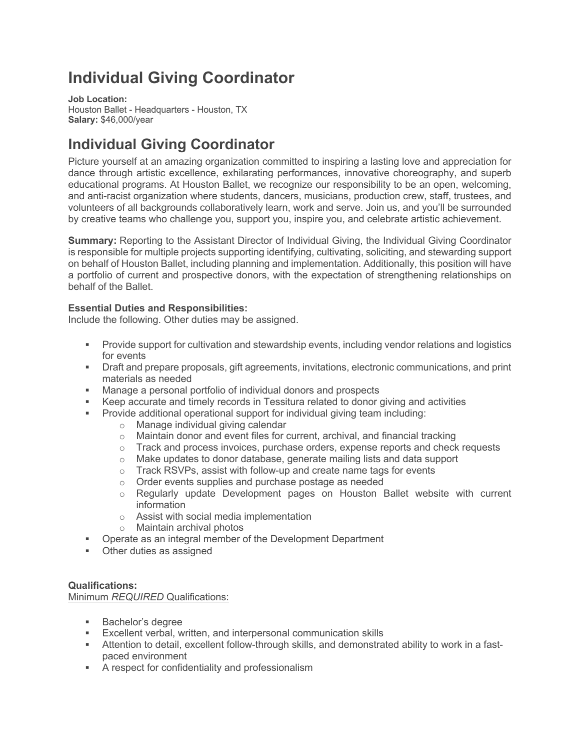# Individual Giving Coordinator

**Job Location:**
Houston Ballet - Headquarters - Houston, TX
**Salary:** $46,000/year

# Individual Giving Coordinator

Picture yourself at an amazing organization committed to inspiring a lasting love and appreciation for dance through artistic excellence, exhilarating performances, innovative choreography, and superb educational programs. At Houston Ballet, we recognize our responsibility to be an open, welcoming, and anti-racist organization where students, dancers, musicians, production crew, staff, trustees, and volunteers of all backgrounds collaboratively learn, work and serve. Join us, and you'll be surrounded by creative teams who challenge you, support you, inspire you, and celebrate artistic achievement.

**Summary:** Reporting to the Assistant Director of Individual Giving, the Individual Giving Coordinator is responsible for multiple projects supporting identifying, cultivating, soliciting, and stewarding support on behalf of Houston Ballet, including planning and implementation. Additionally, this position will have a portfolio of current and prospective donors, with the expectation of strengthening relationships on behalf of the Ballet.

**Essential Duties and Responsibilities:**
Include the following. Other duties may be assigned.

- Provide support for cultivation and stewardship events, including vendor relations and logistics for events
- Draft and prepare proposals, gift agreements, invitations, electronic communications, and print materials as needed
- Manage a personal portfolio of individual donors and prospects
- Keep accurate and timely records in Tessitura related to donor giving and activities
- Provide additional operational support for individual giving team including:
  - Manage individual giving calendar
  - Maintain donor and event files for current, archival, and financial tracking
  - Track and process invoices, purchase orders, expense reports and check requests
  - Make updates to donor database, generate mailing lists and data support
  - Track RSVPs, assist with follow-up and create name tags for events
  - Order events supplies and purchase postage as needed
  - Regularly update Development pages on Houston Ballet website with current information
  - Assist with social media implementation
  - Maintain archival photos
- Operate as an integral member of the Development Department
- Other duties as assigned

**Qualifications:**

<u>Minimum *REQUIRED* Qualifications:</u>

- Bachelor's degree
- Excellent verbal, written, and interpersonal communication skills
- Attention to detail, excellent follow-through skills, and demonstrated ability to work in a fast-paced environment
- A respect for confidentiality and professionalism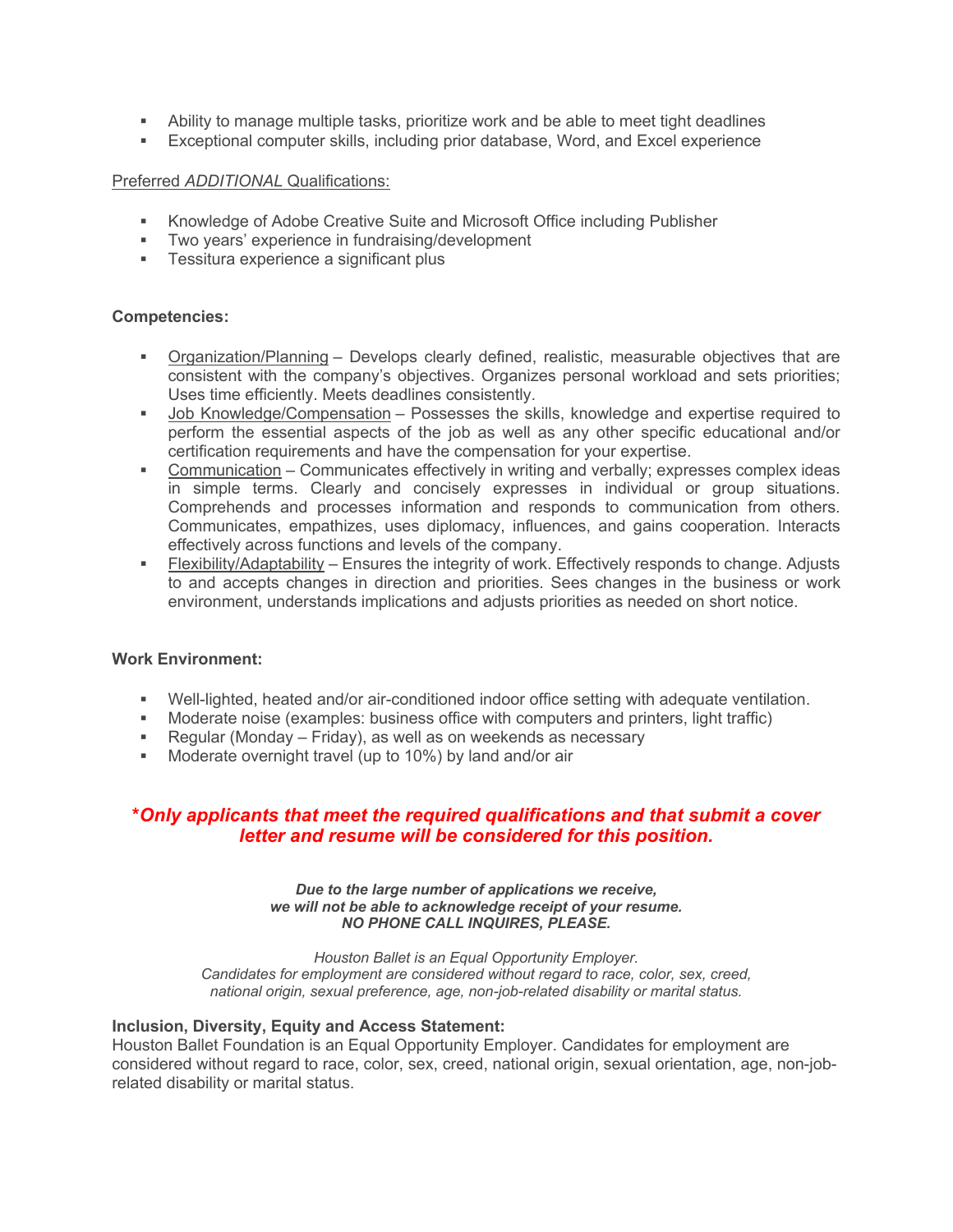- Ability to manage multiple tasks, prioritize work and be able to meet tight deadlines
- Exceptional computer skills, including prior database, Word, and Excel experience

Preferred *ADDITIONAL* Qualifications:

- Knowledge of Adobe Creative Suite and Microsoft Office including Publisher
- Two years' experience in fundraising/development
- Tessitura experience a significant plus

**Competencies:**

- Organization/Planning – Develops clearly defined, realistic, measurable objectives that are consistent with the company's objectives. Organizes personal workload and sets priorities; Uses time efficiently. Meets deadlines consistently.
- Job Knowledge/Compensation – Possesses the skills, knowledge and expertise required to perform the essential aspects of the job as well as any other specific educational and/or certification requirements and have the compensation for your expertise.
- Communication – Communicates effectively in writing and verbally; expresses complex ideas in simple terms. Clearly and concisely expresses in individual or group situations. Comprehends and processes information and responds to communication from others. Communicates, empathizes, uses diplomacy, influences, and gains cooperation. Interacts effectively across functions and levels of the company.
- Flexibility/Adaptability – Ensures the integrity of work. Effectively responds to change. Adjusts to and accepts changes in direction and priorities. Sees changes in the business or work environment, understands implications and adjusts priorities as needed on short notice.

**Work Environment:**

- Well-lighted, heated and/or air-conditioned indoor office setting with adequate ventilation.
- Moderate noise (examples: business office with computers and printers, light traffic)
- Regular (Monday – Friday), as well as on weekends as necessary
- Moderate overnight travel (up to 10%) by land and/or air

***Only applicants that meet the required qualifications and that submit a cover letter and resume will be considered for this position.***

***Due to the large number of applications we receive, we will not be able to acknowledge receipt of your resume. NO PHONE CALL INQUIRES, PLEASE.***

*Houston Ballet is an Equal Opportunity Employer. Candidates for employment are considered without regard to race, color, sex, creed, national origin, sexual preference, age, non-job-related disability or marital status.*

**Inclusion, Diversity, Equity and Access Statement:**
Houston Ballet Foundation is an Equal Opportunity Employer. Candidates for employment are considered without regard to race, color, sex, creed, national origin, sexual orientation, age, non-job-related disability or marital status.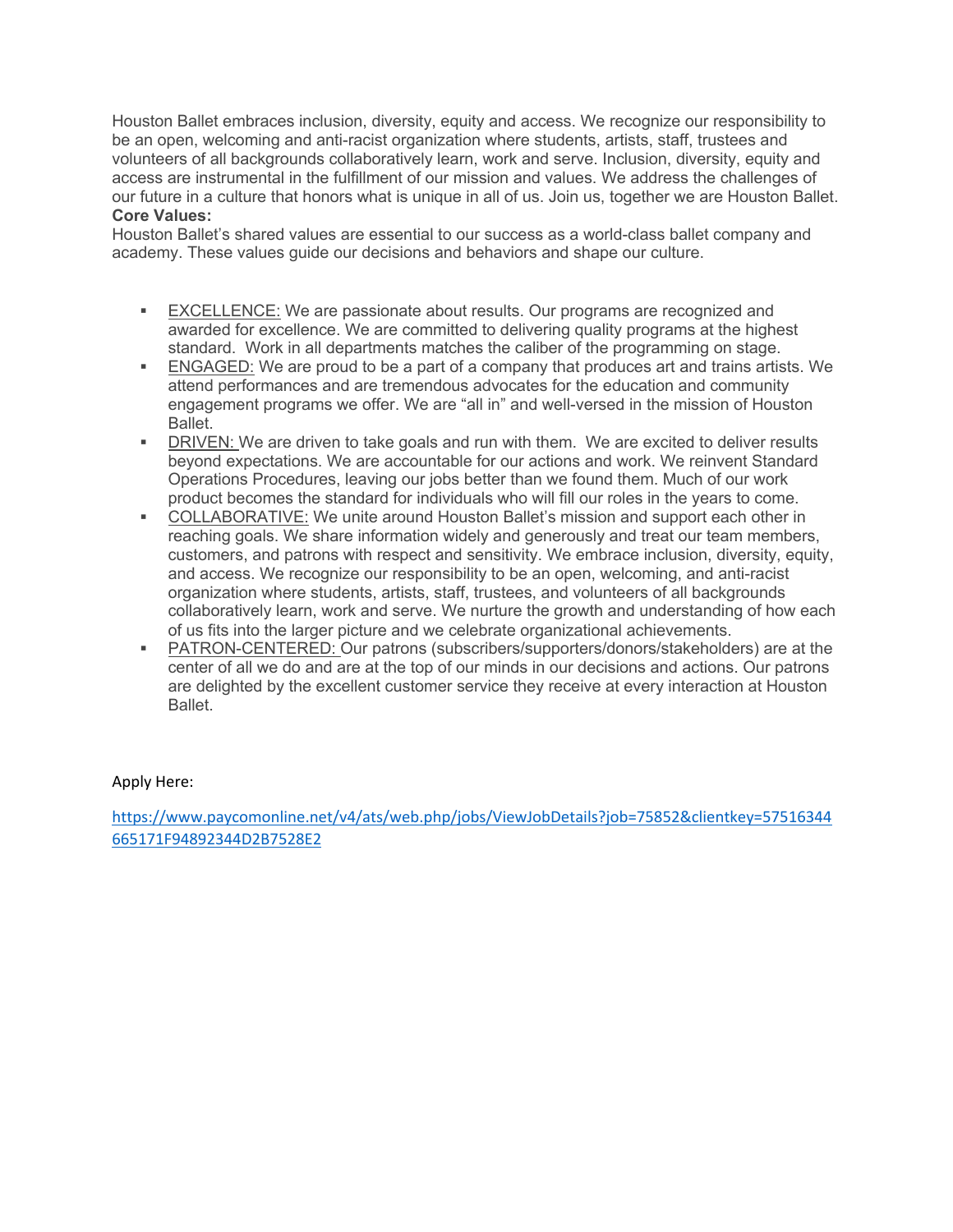Houston Ballet embraces inclusion, diversity, equity and access. We recognize our responsibility to be an open, welcoming and anti-racist organization where students, artists, staff, trustees and volunteers of all backgrounds collaboratively learn, work and serve. Inclusion, diversity, equity and access are instrumental in the fulfillment of our mission and values. We address the challenges of our future in a culture that honors what is unique in all of us. Join us, together we are Houston Ballet.

**Core Values:**

Houston Ballet's shared values are essential to our success as a world-class ballet company and academy. These values guide our decisions and behaviors and shape our culture.

- EXCELLENCE: We are passionate about results. Our programs are recognized and awarded for excellence. We are committed to delivering quality programs at the highest standard. Work in all departments matches the caliber of the programming on stage.
- ENGAGED: We are proud to be a part of a company that produces art and trains artists. We attend performances and are tremendous advocates for the education and community engagement programs we offer. We are "all in" and well-versed in the mission of Houston Ballet.
- DRIVEN: We are driven to take goals and run with them. We are excited to deliver results beyond expectations. We are accountable for our actions and work. We reinvent Standard Operations Procedures, leaving our jobs better than we found them. Much of our work product becomes the standard for individuals who will fill our roles in the years to come.
- COLLABORATIVE: We unite around Houston Ballet's mission and support each other in reaching goals. We share information widely and generously and treat our team members, customers, and patrons with respect and sensitivity. We embrace inclusion, diversity, equity, and access. We recognize our responsibility to be an open, welcoming, and anti-racist organization where students, artists, staff, trustees, and volunteers of all backgrounds collaboratively learn, work and serve. We nurture the growth and understanding of how each of us fits into the larger picture and we celebrate organizational achievements.
- PATRON-CENTERED: Our patrons (subscribers/supporters/donors/stakeholders) are at the center of all we do and are at the top of our minds in our decisions and actions. Our patrons are delighted by the excellent customer service they receive at every interaction at Houston Ballet.

Apply Here:

https://www.paycomonline.net/v4/ats/web.php/jobs/ViewJobDetails?job=75852&clientkey=57516344665171F94892344D2B7528E2